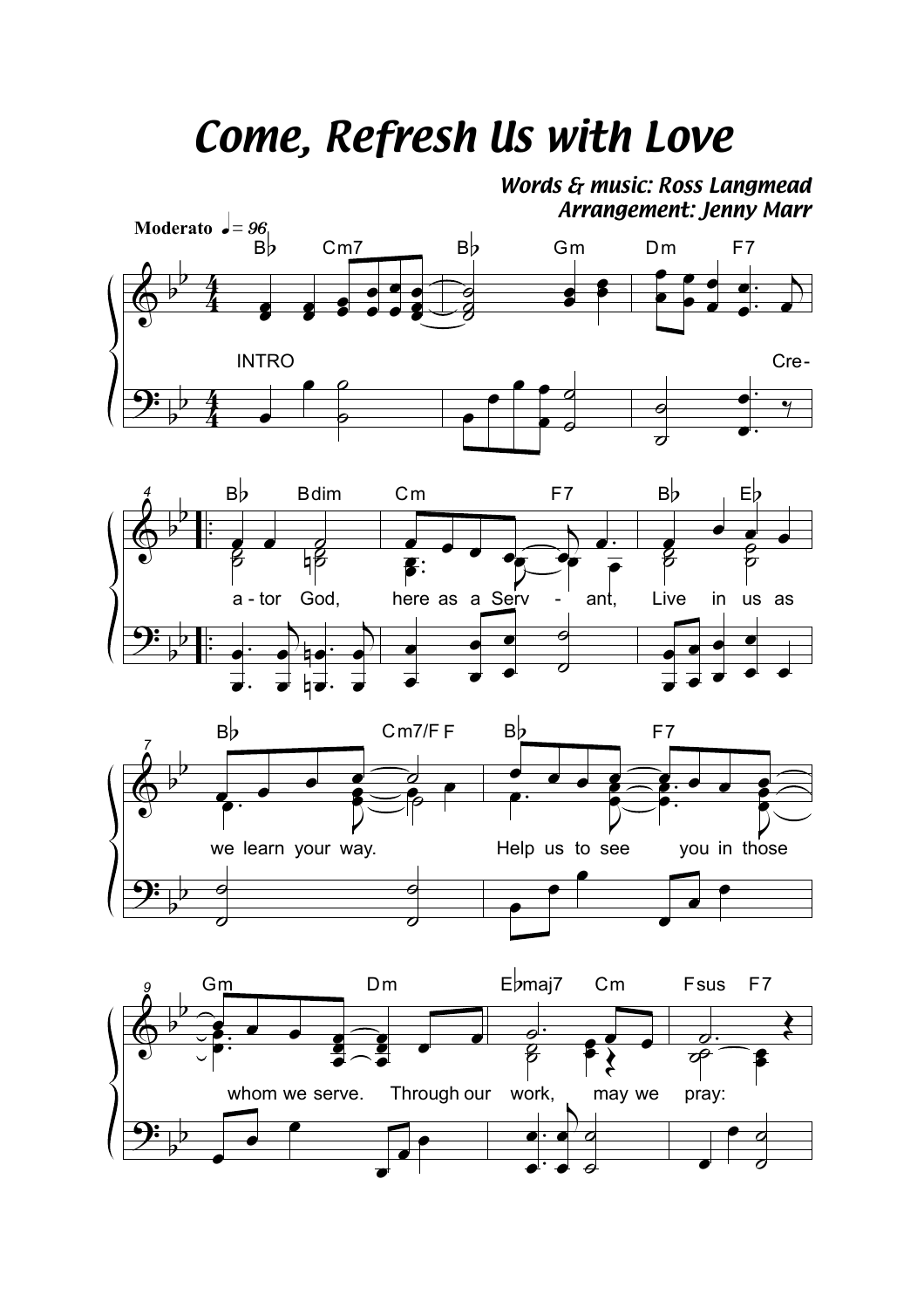# Come, Refresh Us with Love

*Words & music: Ross Langmead*
*Arrangement: Jenny Marr*

**Moderato** ♩ = 96

INTRO

Cre- a - tor God, here as a Serv - ant, Live in us as we learn your way. Help us to see you in those whom we serve. Through our work, may we pray: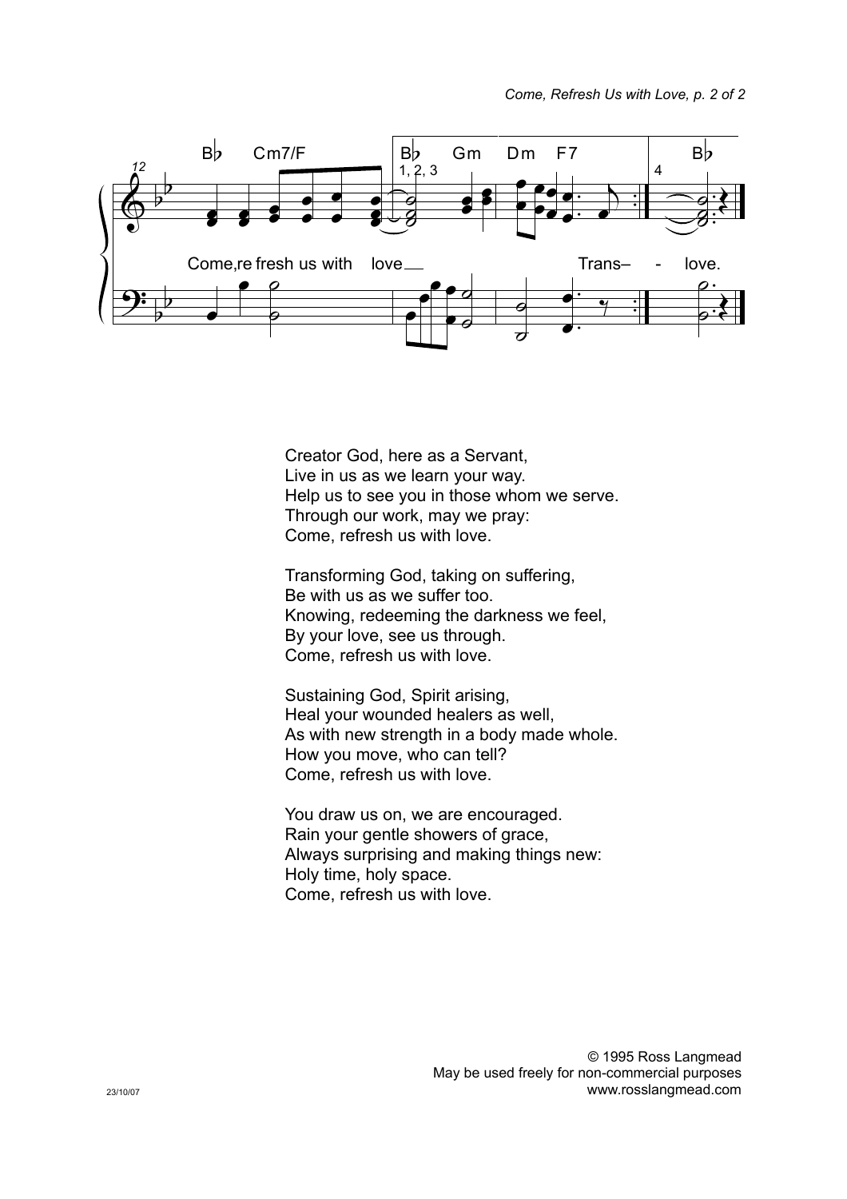Creator God, here as a Servant,
Live in us as we learn your way.
Help us to see you in those whom we serve.
Through our work, may we pray:
Come, refresh us with love.

Transforming God, taking on suffering,
Be with us as we suffer too.
Knowing, redeeming the darkness we feel,
By your love, see us through.
Come, refresh us with love.

Sustaining God, Spirit arising,
Heal your wounded healers as well,
As with new strength in a body made whole.
How you move, who can tell?
Come, refresh us with love.

You draw us on, we are encouraged.
Rain your gentle showers of grace,
Always surprising and making things new:
Holy time, holy space.
Come, refresh us with love.

© 1995 Ross Langmead
May be used freely for non-commercial purposes
www.rosslangmead.com

23/10/07